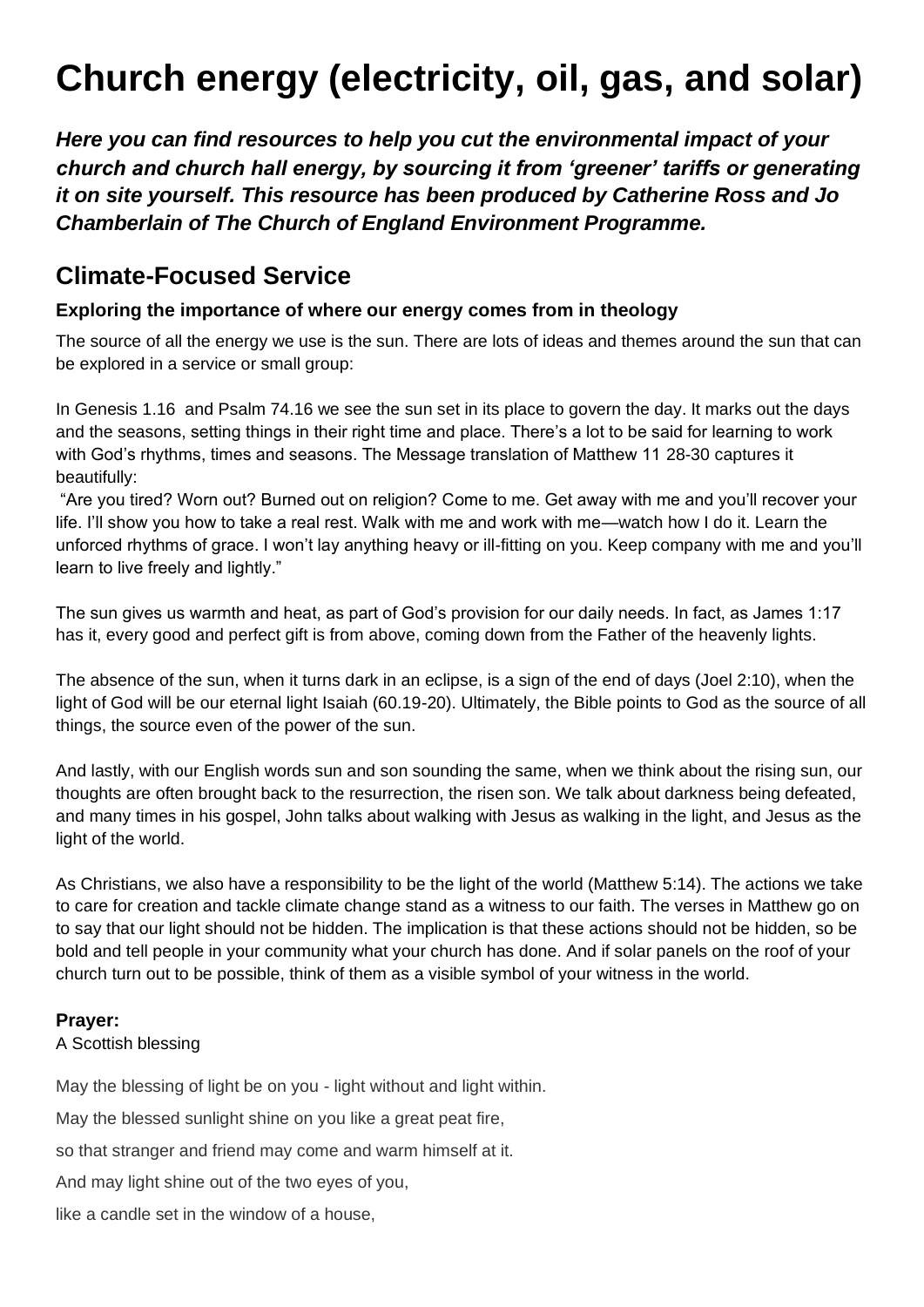# Church energy (electricity, oil, gas, and solar)

***Here you can find resources to help you cut the environmental impact of your church and church hall energy, by sourcing it from 'greener' tariffs or generating it on site yourself. This resource has been produced by Catherine Ross and Jo Chamberlain of The Church of England Environment Programme.***

## Climate-Focused Service

### Exploring the importance of where our energy comes from in theology

The source of all the energy we use is the sun. There are lots of ideas and themes around the sun that can be explored in a service or small group:

In Genesis 1.16 and Psalm 74.16 we see the sun set in its place to govern the day. It marks out the days and the seasons, setting things in their right time and place. There's a lot to be said for learning to work with God's rhythms, times and seasons. The Message translation of Matthew 11 28-30 captures it beautifully:

"Are you tired? Worn out? Burned out on religion? Come to me. Get away with me and you'll recover your life. I'll show you how to take a real rest. Walk with me and work with me—watch how I do it. Learn the unforced rhythms of grace. I won't lay anything heavy or ill-fitting on you. Keep company with me and you'll learn to live freely and lightly."

The sun gives us warmth and heat, as part of God's provision for our daily needs. In fact, as James 1:17 has it, every good and perfect gift is from above, coming down from the Father of the heavenly lights.

The absence of the sun, when it turns dark in an eclipse, is a sign of the end of days (Joel 2:10), when the light of God will be our eternal light Isaiah (60.19-20). Ultimately, the Bible points to God as the source of all things, the source even of the power of the sun.

And lastly, with our English words sun and son sounding the same, when we think about the rising sun, our thoughts are often brought back to the resurrection, the risen son. We talk about darkness being defeated, and many times in his gospel, John talks about walking with Jesus as walking in the light, and Jesus as the light of the world.

As Christians, we also have a responsibility to be the light of the world (Matthew 5:14). The actions we take to care for creation and tackle climate change stand as a witness to our faith. The verses in Matthew go on to say that our light should not be hidden. The implication is that these actions should not be hidden, so be bold and tell people in your community what your church has done. And if solar panels on the roof of your church turn out to be possible, think of them as a visible symbol of your witness in the world.

**Prayer:**

A Scottish blessing

May the blessing of light be on you - light without and light within.

May the blessed sunlight shine on you like a great peat fire,

so that stranger and friend may come and warm himself at it.

And may light shine out of the two eyes of you,

like a candle set in the window of a house,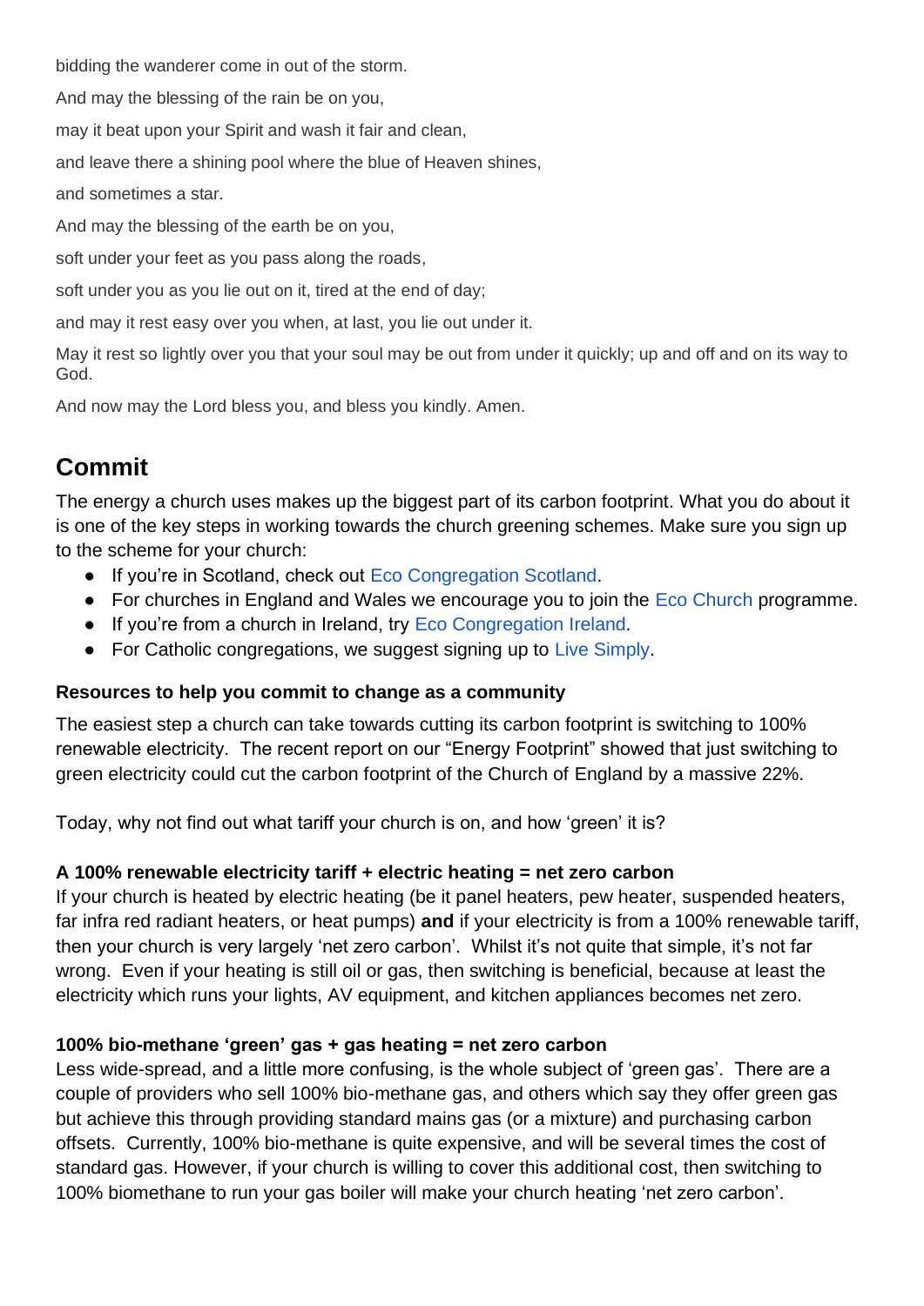bidding the wanderer come in out of the storm.

And may the blessing of the rain be on you,

may it beat upon your Spirit and wash it fair and clean,

and leave there a shining pool where the blue of Heaven shines,

and sometimes a star.

And may the blessing of the earth be on you,

soft under your feet as you pass along the roads,

soft under you as you lie out on it, tired at the end of day;

and may it rest easy over you when, at last, you lie out under it.

May it rest so lightly over you that your soul may be out from under it quickly; up and off and on its way to God.

And now may the Lord bless you, and bless you kindly. Amen.

## Commit

The energy a church uses makes up the biggest part of its carbon footprint. What you do about it is one of the key steps in working towards the church greening schemes. Make sure you sign up to the scheme for your church:

- If you're in Scotland, check out Eco Congregation Scotland.
- For churches in England and Wales we encourage you to join the Eco Church programme.
- If you're from a church in Ireland, try Eco Congregation Ireland.
- For Catholic congregations, we suggest signing up to Live Simply.

#### Resources to help you commit to change as a community

The easiest step a church can take towards cutting its carbon footprint is switching to 100% renewable electricity. The recent report on our "Energy Footprint" showed that just switching to green electricity could cut the carbon footprint of the Church of England by a massive 22%.

Today, why not find out what tariff your church is on, and how 'green' it is?

#### A 100% renewable electricity tariff + electric heating = net zero carbon

If your church is heated by electric heating (be it panel heaters, pew heater, suspended heaters, far infra red radiant heaters, or heat pumps) **and** if your electricity is from a 100% renewable tariff, then your church is very largely 'net zero carbon'. Whilst it's not quite that simple, it's not far wrong. Even if your heating is still oil or gas, then switching is beneficial, because at least the electricity which runs your lights, AV equipment, and kitchen appliances becomes net zero.

#### 100% bio-methane 'green' gas + gas heating = net zero carbon

Less wide-spread, and a little more confusing, is the whole subject of 'green gas'. There are a couple of providers who sell 100% bio-methane gas, and others which say they offer green gas but achieve this through providing standard mains gas (or a mixture) and purchasing carbon offsets. Currently, 100% bio-methane is quite expensive, and will be several times the cost of standard gas. However, if your church is willing to cover this additional cost, then switching to 100% biomethane to run your gas boiler will make your church heating 'net zero carbon'.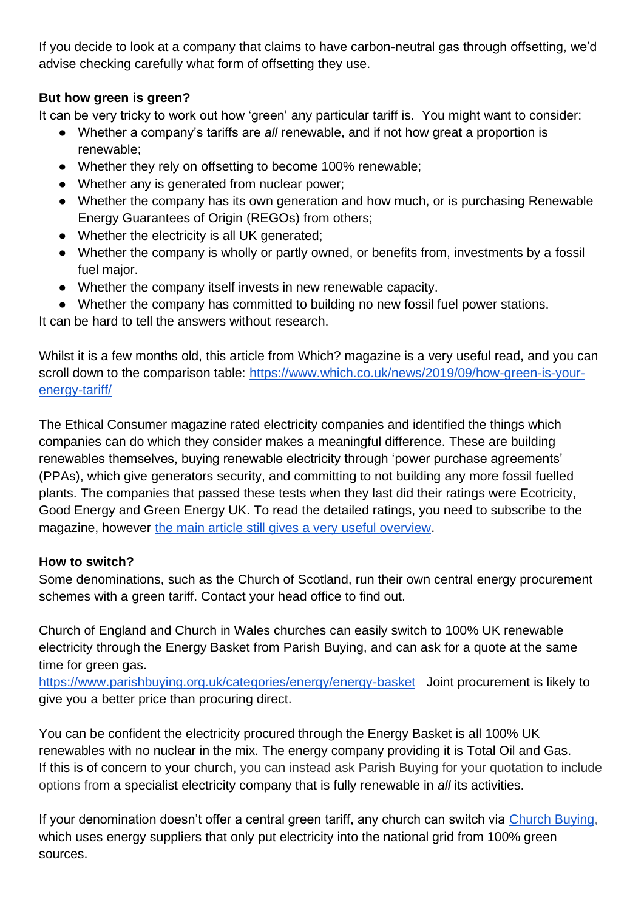If you decide to look at a company that claims to have carbon-neutral gas through offsetting, we'd advise checking carefully what form of offsetting they use.

**But how green is green?**

It can be very tricky to work out how 'green' any particular tariff is. You might want to consider:

- Whether a company's tariffs are *all* renewable, and if not how great a proportion is renewable;
- Whether they rely on offsetting to become 100% renewable;
- Whether any is generated from nuclear power;
- Whether the company has its own generation and how much, or is purchasing Renewable Energy Guarantees of Origin (REGOs) from others;
- Whether the electricity is all UK generated;
- Whether the company is wholly or partly owned, or benefits from, investments by a fossil fuel major.
- Whether the company itself invests in new renewable capacity.
- Whether the company has committed to building no new fossil fuel power stations.

It can be hard to tell the answers without research.

Whilst it is a few months old, this article from Which? magazine is a very useful read, and you can scroll down to the comparison table: [https://www.which.co.uk/news/2019/09/how-green-is-your-energy-tariff/](https://www.which.co.uk/news/2019/09/how-green-is-your-energy-tariff/)

The Ethical Consumer magazine rated electricity companies and identified the things which companies can do which they consider makes a meaningful difference. These are building renewables themselves, buying renewable electricity through 'power purchase agreements' (PPAs), which give generators security, and committing to not building any more fossil fuelled plants. The companies that passed these tests when they last did their ratings were Ecotricity, Good Energy and Green Energy UK. To read the detailed ratings, you need to subscribe to the magazine, however [the main article still gives a very useful overview](the main article still gives a very useful overview).

**How to switch?**

Some denominations, such as the Church of Scotland, run their own central energy procurement schemes with a green tariff. Contact your head office to find out.

Church of England and Church in Wales churches can easily switch to 100% UK renewable electricity through the Energy Basket from Parish Buying, and can ask for a quote at the same time for green gas.
[https://www.parishbuying.org.uk/categories/energy/energy-basket](https://www.parishbuying.org.uk/categories/energy/energy-basket) Joint procurement is likely to give you a better price than procuring direct.

You can be confident the electricity procured through the Energy Basket is all 100% UK renewables with no nuclear in the mix. The energy company providing it is Total Oil and Gas. If this is of concern to your church, you can instead ask Parish Buying for your quotation to include options from a specialist electricity company that is fully renewable in *all* its activities.

If your denomination doesn't offer a central green tariff, any church can switch via [Church Buying,](Church Buying,) which uses energy suppliers that only put electricity into the national grid from 100% green sources.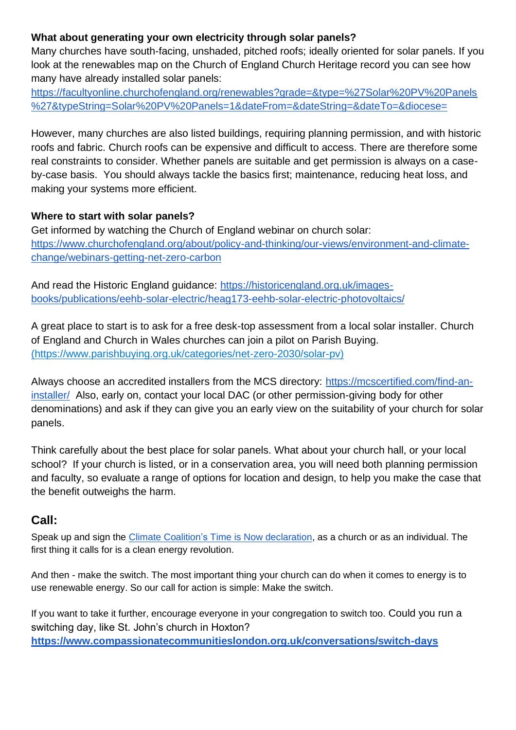**What about generating your own electricity through solar panels?**
Many churches have south-facing, unshaded, pitched roofs; ideally oriented for solar panels. If you look at the renewables map on the Church of England Church Heritage record you can see how many have already installed solar panels:
https://facultyonline.churchofengland.org/renewables?grade=&type=%27Solar%20PV%20Panels%27&typeString=Solar%20PV%20Panels=1&dateFrom=&dateString=&dateTo=&diocese=

However, many churches are also listed buildings, requiring planning permission, and with historic roofs and fabric. Church roofs can be expensive and difficult to access. There are therefore some real constraints to consider. Whether panels are suitable and get permission is always on a case-by-case basis. You should always tackle the basics first; maintenance, reducing heat loss, and making your systems more efficient.

**Where to start with solar panels?**
Get informed by watching the Church of England webinar on church solar:
https://www.churchofengland.org/about/policy-and-thinking/our-views/environment-and-climate-change/webinars-getting-net-zero-carbon

And read the Historic England guidance: https://historicengland.org.uk/images-books/publications/eehb-solar-electric/heag173-eehb-solar-electric-photovoltaics/

A great place to start is to ask for a free desk-top assessment from a local solar installer. Church of England and Church in Wales churches can join a pilot on Parish Buying. (https://www.parishbuying.org.uk/categories/net-zero-2030/solar-pv)

Always choose an accredited installers from the MCS directory: https://mcscertified.com/find-an-installer/ Also, early on, contact your local DAC (or other permission-giving body for other denominations) and ask if they can give you an early view on the suitability of your church for solar panels.

Think carefully about the best place for solar panels. What about your church hall, or your local school? If your church is listed, or in a conservation area, you will need both planning permission and faculty, so evaluate a range of options for location and design, to help you make the case that the benefit outweighs the harm.

## Call:

Speak up and sign the Climate Coalition's Time is Now declaration, as a church or as an individual. The first thing it calls for is a clean energy revolution.

And then - make the switch. The most important thing your church can do when it comes to energy is to use renewable energy. So our call for action is simple: Make the switch.

If you want to take it further, encourage everyone in your congregation to switch too. Could you run a switching day, like St. John's church in Hoxton?
**https://www.compassionatecommunitieslondon.org.uk/conversations/switch-days**